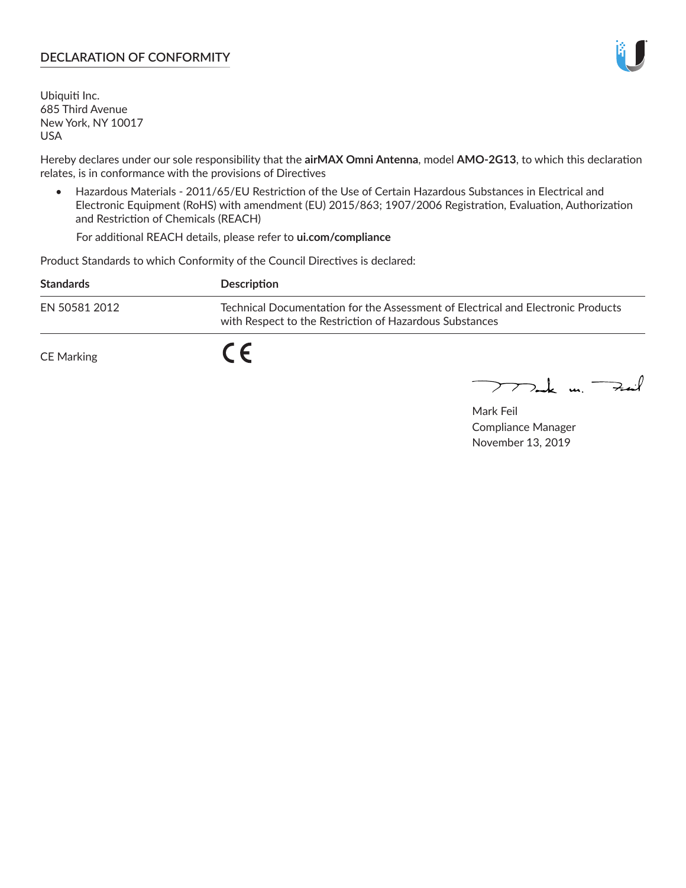## DECLARATION OF CONFORMITY

Ubiquiti Inc.
685 Third Avenue
New York, NY 10017
USA

Hereby declares under our sole responsibility that the **airMAX Omni Antenna**, model **AMO-2G13**, to which this declaration relates, is in conformance with the provisions of Directives

- Hazardous Materials - 2011/65/EU Restriction of the Use of Certain Hazardous Substances in Electrical and Electronic Equipment (RoHS) with amendment (EU) 2015/863; 1907/2006 Registration, Evaluation, Authorization and Restriction of Chemicals (REACH)

  For additional REACH details, please refer to **ui.com/compliance**

Product Standards to which Conformity of the Council Directives is declared:

| Standards | Description |
|---|---|
| EN 50581 2012 | Technical Documentation for the Assessment of Electrical and Electronic Products with Respect to the Restriction of Hazardous Substances |

CE Marking CE

Mark Feil
Compliance Manager
November 13, 2019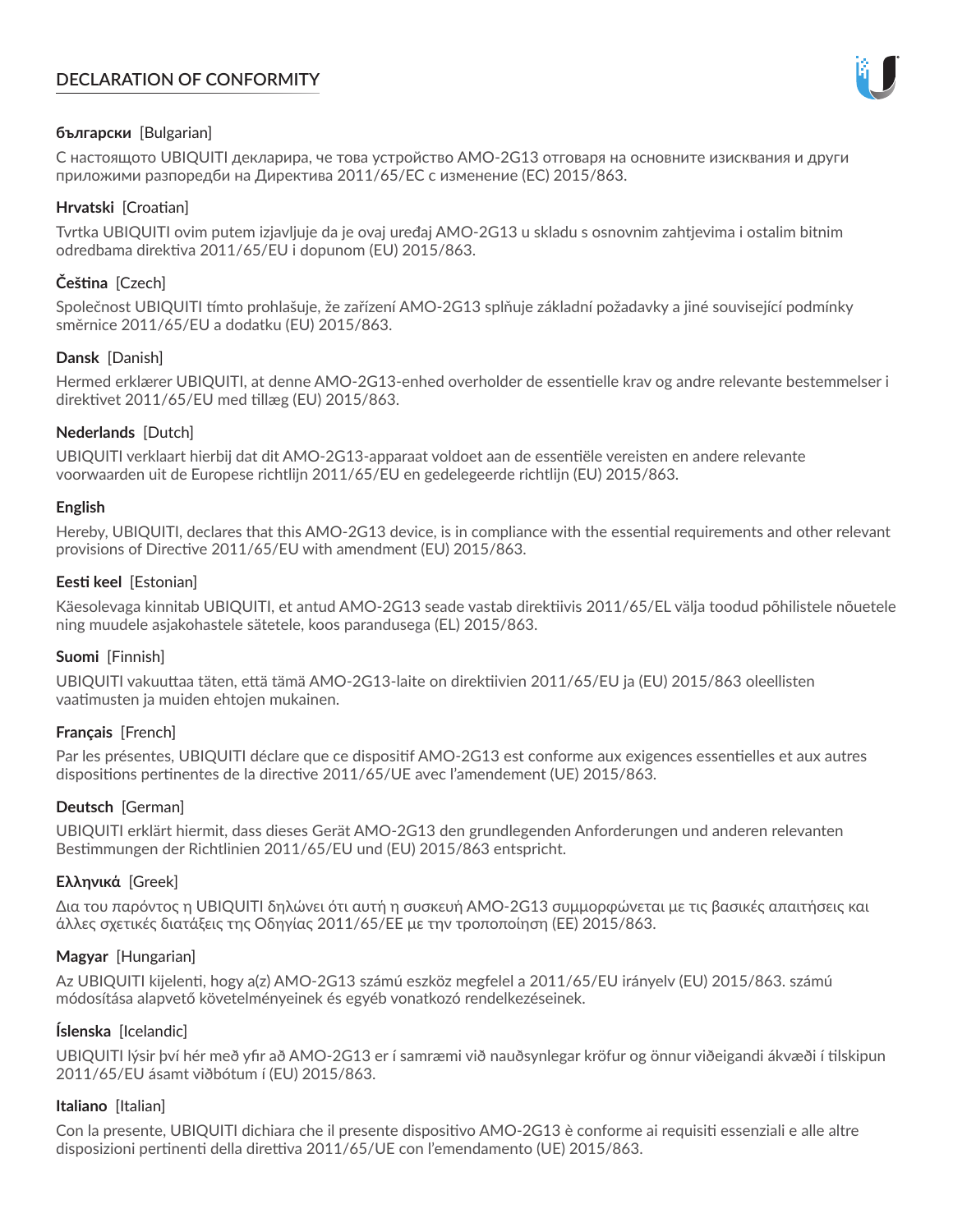# DECLARATION OF CONFORMITY

**български** [Bulgarian]

С настоящото UBIQUITI декларира, че това устройство AMO-2G13 отговаря на основните изисквания и други приложими разпоредби на Директива 2011/65/ЕС с изменение (ЕС) 2015/863.

**Hrvatski** [Croatian]

Tvrtka UBIQUITI ovim putem izjavljuje da je ovaj uređaj AMO-2G13 u skladu s osnovnim zahtjevima i ostalim bitnim odredbama direktiva 2011/65/EU i dopunom (EU) 2015/863.

**Čeština** [Czech]

Společnost UBIQUITI tímto prohlašuje, že zařízení AMO-2G13 splňuje základní požadavky a jiné související podmínky směrnice 2011/65/EU a dodatku (EU) 2015/863.

**Dansk** [Danish]

Hermed erklærer UBIQUITI, at denne AMO-2G13-enhed overholder de essentielle krav og andre relevante bestemmelser i direktivet 2011/65/EU med tillæg (EU) 2015/863.

**Nederlands** [Dutch]

UBIQUITI verklaart hierbij dat dit AMO-2G13-apparaat voldoet aan de essentiële vereisten en andere relevante voorwaarden uit de Europese richtlijn 2011/65/EU en gedelegeerde richtlijn (EU) 2015/863.

**English**

Hereby, UBIQUITI, declares that this AMO-2G13 device, is in compliance with the essential requirements and other relevant provisions of Directive 2011/65/EU with amendment (EU) 2015/863.

**Eesti keel** [Estonian]

Käesolevaga kinnitab UBIQUITI, et antud AMO-2G13 seade vastab direktiivis 2011/65/EL välja toodud põhilistele nõuetele ning muudele asjakohastele sätetele, koos parandusega (EL) 2015/863.

**Suomi** [Finnish]

UBIQUITI vakuuttaa täten, että tämä AMO-2G13-laite on direktiivien 2011/65/EU ja (EU) 2015/863 oleellisten vaatimusten ja muiden ehtojen mukainen.

**Français** [French]

Par les présentes, UBIQUITI déclare que ce dispositif AMO-2G13 est conforme aux exigences essentielles et aux autres dispositions pertinentes de la directive 2011/65/UE avec l'amendement (UE) 2015/863.

**Deutsch** [German]

UBIQUITI erklärt hiermit, dass dieses Gerät AMO-2G13 den grundlegenden Anforderungen und anderen relevanten Bestimmungen der Richtlinien 2011/65/EU und (EU) 2015/863 entspricht.

**Ελληνικά** [Greek]

Δια του παρόντος η UBIQUITI δηλώνει ότι αυτή η συσκευή AMO-2G13 συμμορφώνεται με τις βασικές απαιτήσεις και άλλες σχετικές διατάξεις της Οδηγίας 2011/65/ΕΕ με την τροποποίηση (ΕΕ) 2015/863.

**Magyar** [Hungarian]

Az UBIQUITI kijelenti, hogy a(z) AMO-2G13 számú eszköz megfelel a 2011/65/EU irányelv (EU) 2015/863. számú módosítása alapvető követelményeinek és egyéb vonatkozó rendelkezéseinek.

**Íslenska** [Icelandic]

UBIQUITI lýsir því hér með yfir að AMO-2G13 er í samræmi við nauðsynlegar kröfur og önnur viðeigandi ákvæði í tilskipun 2011/65/EU ásamt viðbótum í (EU) 2015/863.

**Italiano** [Italian]

Con la presente, UBIQUITI dichiara che il presente dispositivo AMO-2G13 è conforme ai requisiti essenziali e alle altre disposizioni pertinenti della direttiva 2011/65/UE con l'emendamento (UE) 2015/863.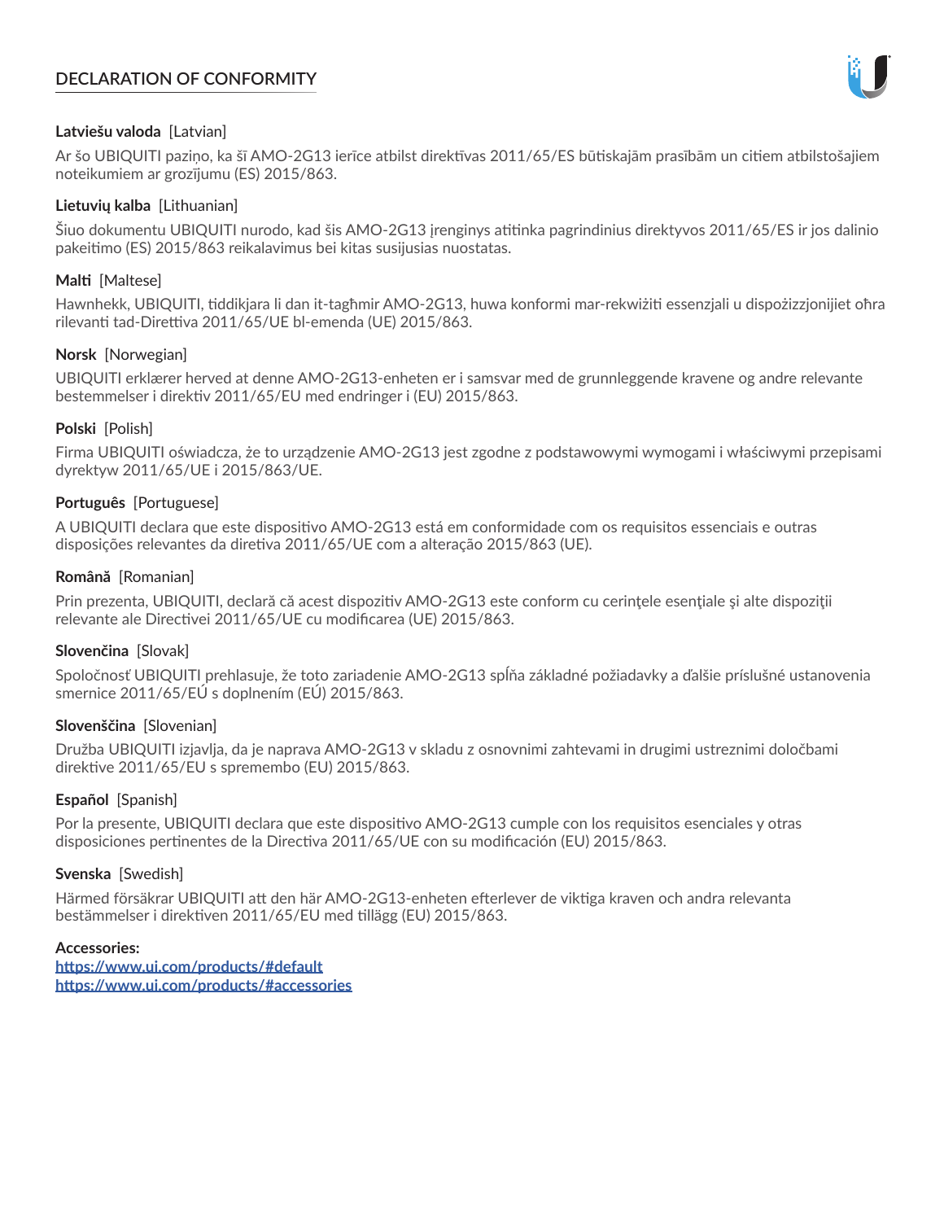DECLARATION OF CONFORMITY

**Latviešu valoda** [Latvian]

Ar šo UBIQUITI paziņo, ka šī AMO-2G13 ierīce atbilst direktīvas 2011/65/ES būtiskajām prasībām un citiem atbilstošajiem noteikumiem ar grozījumu (ES) 2015/863.

**Lietuvių kalba** [Lithuanian]

Šiuo dokumentu UBIQUITI nurodo, kad šis AMO-2G13 įrenginys atitinka pagrindinius direktyvos 2011/65/ES ir jos dalinio pakeitimo (ES) 2015/863 reikalavimus bei kitas susijusias nuostatas.

**Malti** [Maltese]

Hawnhekk, UBIQUITI, tiddikjara li dan it-tagħmir AMO-2G13, huwa konformi mar-rekwiżiti essenzjali u dispożizzjonijiet oħra rilevanti tad-Direttiva 2011/65/UE bl-emenda (UE) 2015/863.

**Norsk** [Norwegian]

UBIQUITI erklærer herved at denne AMO-2G13-enheten er i samsvar med de grunnleggende kravene og andre relevante bestemmelser i direktiv 2011/65/EU med endringer i (EU) 2015/863.

**Polski** [Polish]

Firma UBIQUITI oświadcza, że to urządzenie AMO-2G13 jest zgodne z podstawowymi wymogami i właściwymi przepisami dyrektyw 2011/65/UE i 2015/863/UE.

**Português** [Portuguese]

A UBIQUITI declara que este dispositivo AMO-2G13 está em conformidade com os requisitos essenciais e outras disposições relevantes da diretiva 2011/65/UE com a alteração 2015/863 (UE).

**Română** [Romanian]

Prin prezenta, UBIQUITI, declară că acest dispozitiv AMO-2G13 este conform cu cerinţele esenţiale şi alte dispoziţii relevante ale Directivei 2011/65/UE cu modificarea (UE) 2015/863.

**Slovenčina** [Slovak]

Spoločnosť UBIQUITI prehlasuje, že toto zariadenie AMO-2G13 spĺňa základné požiadavky a ďalšie príslušné ustanovenia smernice 2011/65/EÚ s doplnením (EÚ) 2015/863.

**Slovenščina** [Slovenian]

Družba UBIQUITI izjavlja, da je naprava AMO-2G13 v skladu z osnovnimi zahtevami in drugimi ustreznimi določbami direktive 2011/65/EU s spremembo (EU) 2015/863.

**Español** [Spanish]

Por la presente, UBIQUITI declara que este dispositivo AMO-2G13 cumple con los requisitos esenciales y otras disposiciones pertinentes de la Directiva 2011/65/UE con su modificación (EU) 2015/863.

**Svenska** [Swedish]

Härmed försäkrar UBIQUITI att den här AMO-2G13-enheten efterlever de viktiga kraven och andra relevanta bestämmelser i direktiven 2011/65/EU med tillägg (EU) 2015/863.

**Accessories:**
**https://www.ui.com/products/#default**
**https://www.ui.com/products/#accessories**